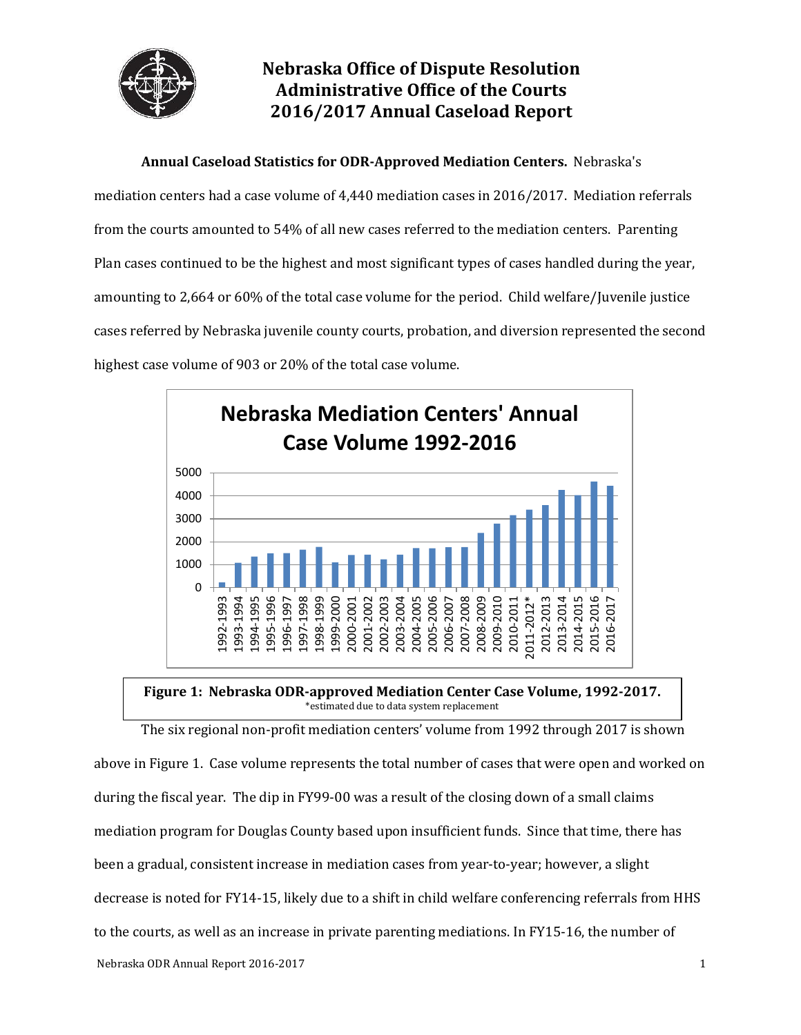# Nebraska Office of Dispute Resolution
# Administrative Office of the Courts
# 2016/2017 Annual Caseload Report

**Annual Caseload Statistics for ODR-Approved Mediation Centers.** Nebraska's mediation centers had a case volume of 4,440 mediation cases in 2016/2017. Mediation referrals from the courts amounted to 54% of all new cases referred to the mediation centers. Parenting Plan cases continued to be the highest and most significant types of cases handled during the year, amounting to 2,664 or 60% of the total case volume for the period. Child welfare/Juvenile justice cases referred by Nebraska juvenile county courts, probation, and diversion represented the second highest case volume of 903 or 20% of the total case volume.

**Figure 1: Nebraska ODR-approved Mediation Center Case Volume, 1992-2017.**
*estimated due to data system replacement

The six regional non-profit mediation centers' volume from 1992 through 2017 is shown above in Figure 1. Case volume represents the total number of cases that were open and worked on during the fiscal year. The dip in FY99-00 was a result of the closing down of a small claims mediation program for Douglas County based upon insufficient funds. Since that time, there has been a gradual, consistent increase in mediation cases from year-to-year; however, a slight decrease is noted for FY14-15, likely due to a shift in child welfare conferencing referrals from HHS to the courts, as well as an increase in private parenting mediations. In FY15-16, the number of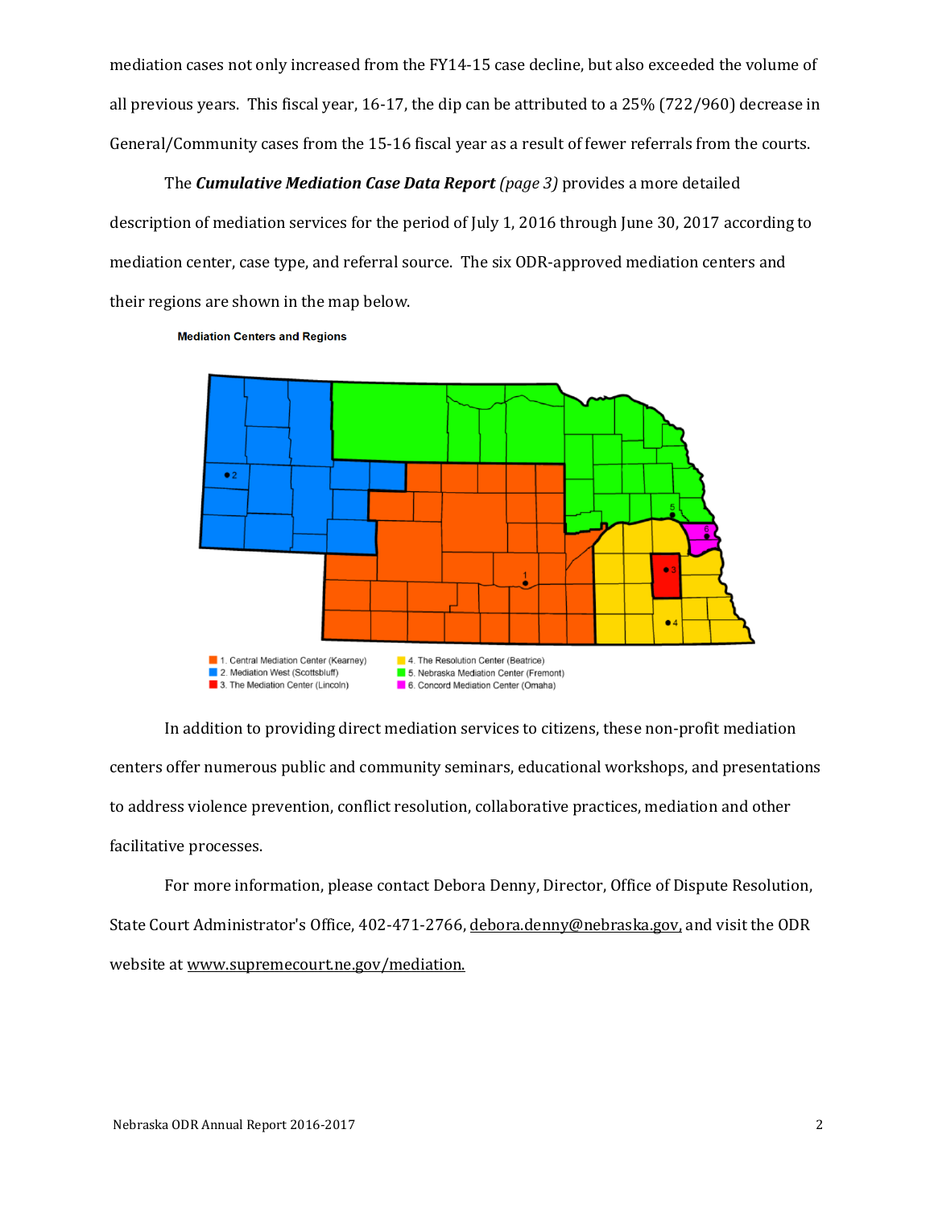mediation cases not only increased from the FY14-15 case decline, but also exceeded the volume of all previous years. This fiscal year, 16-17, the dip can be attributed to a 25% (722/960) decrease in General/Community cases from the 15-16 fiscal year as a result of fewer referrals from the courts.

The ***Cumulative Mediation Case Data Report*** *(page 3)* provides a more detailed description of mediation services for the period of July 1, 2016 through June 30, 2017 according to mediation center, case type, and referral source. The six ODR-approved mediation centers and their regions are shown in the map below.

**Mediation Centers and Regions**

1. Central Mediation Center (Kearney)
2. Mediation West (Scottsbluff)
3. The Mediation Center (Lincoln)
4. The Resolution Center (Beatrice)
5. Nebraska Mediation Center (Fremont)
6. Concord Mediation Center (Omaha)

In addition to providing direct mediation services to citizens, these non-profit mediation centers offer numerous public and community seminars, educational workshops, and presentations to address violence prevention, conflict resolution, collaborative practices, mediation and other facilitative processes.

For more information, please contact Debora Denny, Director, Office of Dispute Resolution, State Court Administrator's Office, 402-471-2766, debora.denny@nebraska.gov, and visit the ODR website at www.supremecourt.ne.gov/mediation.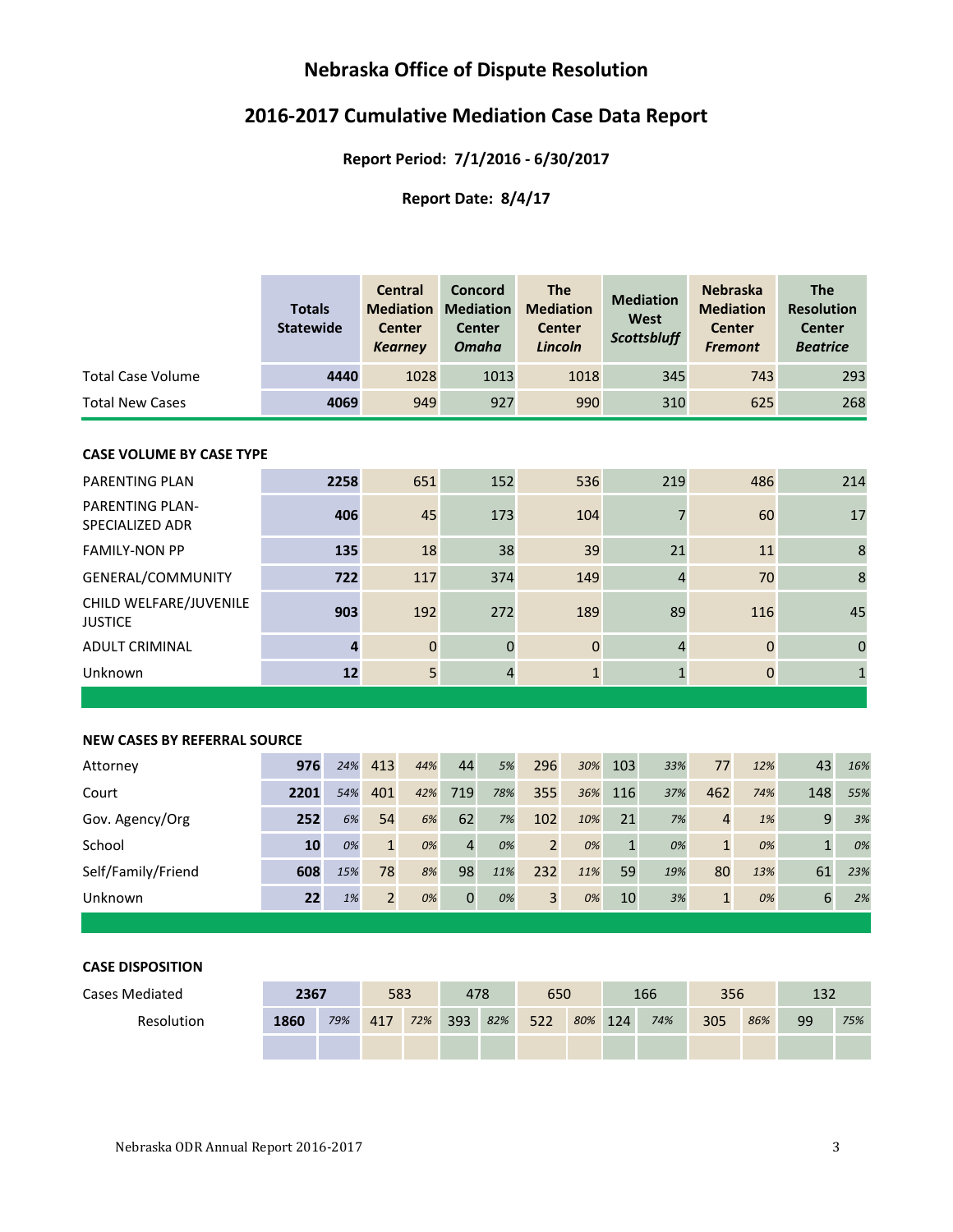# Nebraska Office of Dispute Resolution

## 2016-2017 Cumulative Mediation Case Data Report

**Report Period: 7/1/2016 - 6/30/2017**

**Report Date: 8/4/17**

| | Totals Statewide | Central Mediation Center *Kearney* | Concord Mediation Center *Omaha* | The Mediation Center *Lincoln* | Mediation West *Scottsbluff* | Nebraska Mediation Center *Fremont* | The Resolution Center *Beatrice* |
|---|---|---|---|---|---|---|---|
| Total Case Volume | **4440** | 1028 | 1013 | 1018 | 345 | 743 | 293 |
| Total New Cases | **4069** | 949 | 927 | 990 | 310 | 625 | 268 |
| **CASE VOLUME BY CASE TYPE** | | | | | | | |
| PARENTING PLAN | **2258** | 651 | 152 | 536 | 219 | 486 | 214 |
| PARENTING PLAN-SPECIALIZED ADR | **406** | 45 | 173 | 104 | 7 | 60 | 17 |
| FAMILY-NON PP | **135** | 18 | 38 | 39 | 21 | 11 | 8 |
| GENERAL/COMMUNITY | **722** | 117 | 374 | 149 | 4 | 70 | 8 |
| CHILD WELFARE/JUVENILE JUSTICE | **903** | 192 | 272 | 189 | 89 | 116 | 45 |
| ADULT CRIMINAL | **4** | 0 | 0 | 0 | 4 | 0 | 0 |
| Unknown | **12** | 5 | 4 | 1 | 1 | 0 | 1 |

| **NEW CASES BY REFERRAL SOURCE** | Totals Statewide | | Kearney | | Omaha | | Lincoln | | Scottsbluff | | Fremont | | Beatrice | |
|---|---|---|---|---|---|---|---|---|---|---|---|---|---|---|
| Attorney | **976** | *24%* | 413 | *44%* | 44 | *5%* | 296 | *30%* | 103 | *33%* | 77 | *12%* | 43 | *16%* |
| Court | **2201** | *54%* | 401 | *42%* | 719 | *78%* | 355 | *36%* | 116 | *37%* | 462 | *74%* | 148 | *55%* |
| Gov. Agency/Org | **252** | *6%* | 54 | *6%* | 62 | *7%* | 102 | *10%* | 21 | *7%* | 4 | *1%* | 9 | *3%* |
| School | **10** | *0%* | 1 | *0%* | 4 | *0%* | 2 | *0%* | 1 | *0%* | 1 | *0%* | 1 | *0%* |
| Self/Family/Friend | **608** | *15%* | 78 | *8%* | 98 | *11%* | 232 | *11%* | 59 | *19%* | 80 | *13%* | 61 | *23%* |
| Unknown | **22** | *1%* | 2 | *0%* | 0 | *0%* | 3 | *0%* | 10 | *3%* | 1 | *0%* | 6 | *2%* |

| **CASE DISPOSITION** | Totals Statewide | | Kearney | | Omaha | | Lincoln | | Scottsbluff | | Fremont | | Beatrice | |
|---|---|---|---|---|---|---|---|---|---|---|---|---|---|---|
| Cases Mediated | **2367** | | 583 | | 478 | | 650 | | 166 | | 356 | | 132 | |
| Resolution | **1860** | *79%* | 417 | *72%* | 393 | *82%* | 522 | *80%* | 124 | *74%* | 305 | *86%* | 99 | *75%* |